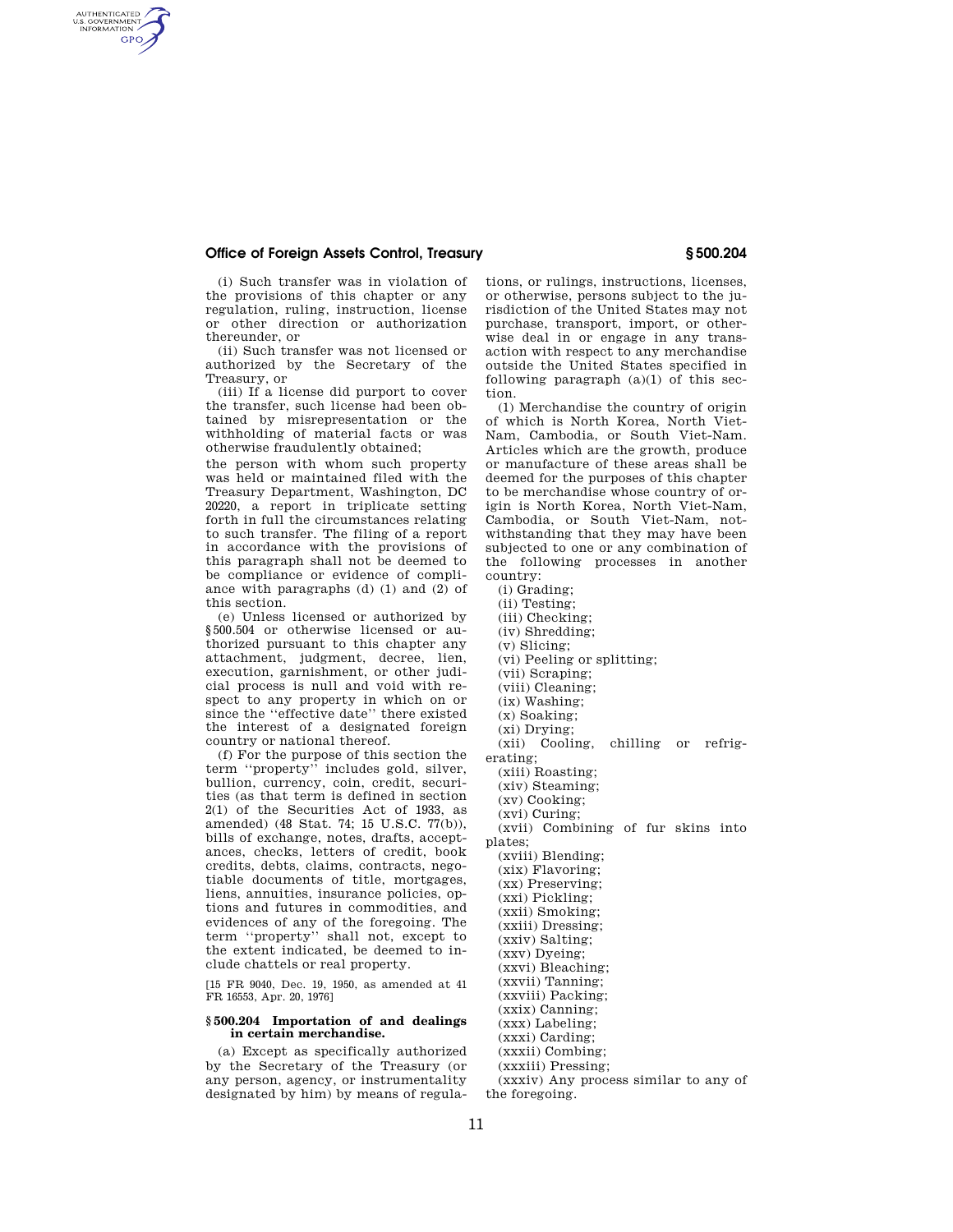(i) Such transfer was in violation of the provisions of this chapter or any regulation, ruling, instruction, license or other direction or authorization thereunder, or

(ii) Such transfer was not licensed or authorized by the Secretary of the Treasury, or

(iii) If a license did purport to cover the transfer, such license had been obtained by misrepresentation or the withholding of material facts or was otherwise fraudulently obtained;

the person with whom such property was held or maintained filed with the Treasury Department, Washington, DC 20220, a report in triplicate setting forth in full the circumstances relating to such transfer. The filing of a report in accordance with the provisions of this paragraph shall not be deemed to be compliance or evidence of compliance with paragraphs (d) (1) and (2) of this section.

(e) Unless licensed or authorized by §500.504 or otherwise licensed or authorized pursuant to this chapter any attachment, judgment, decree, lien, execution, garnishment, or other judicial process is null and void with respect to any property in which on or since the "effective date" there existed the interest of a designated foreign country or national thereof.

(f) For the purpose of this section the term "property" includes gold, silver, bullion, currency, coin, credit, securities (as that term is defined in section 2(1) of the Securities Act of 1933, as amended) (48 Stat. 74; 15 U.S.C. 77(b)), bills of exchange, notes, drafts, acceptances, checks, letters of credit, book credits, debts, claims, contracts, negotiable documents of title, mortgages, liens, annuities, insurance policies, options and futures in commodities, and evidences of any of the foregoing. The term "property" shall not, except to the extent indicated, be deemed to include chattels or real property.

[15 FR 9040, Dec. 19, 1950, as amended at 41 FR 16553, Apr. 20, 1976]

### §500.204 Importation of and dealings in certain merchandise.

(a) Except as specifically authorized by the Secretary of the Treasury (or any person, agency, or instrumentality designated by him) by means of regulations, or rulings, instructions, licenses, or otherwise, persons subject to the jurisdiction of the United States may not purchase, transport, import, or otherwise deal in or engage in any transaction with respect to any merchandise outside the United States specified in following paragraph (a)(1) of this section.

(1) Merchandise the country of origin of which is North Korea, North Viet-Nam, Cambodia, or South Viet-Nam. Articles which are the growth, produce or manufacture of these areas shall be deemed for the purposes of this chapter to be merchandise whose country of origin is North Korea, North Viet-Nam, Cambodia, or South Viet-Nam, notwithstanding that they may have been subjected to one or any combination of the following processes in another country:

(i) Grading;
(ii) Testing;
(iii) Checking;
(iv) Shredding;
(v) Slicing;
(vi) Peeling or splitting;
(vii) Scraping;
(viii) Cleaning;
(ix) Washing;
(x) Soaking;
(xi) Drying;
(xii) Cooling, chilling or refrigerating;
(xiii) Roasting;
(xiv) Steaming;
(xv) Cooking;
(xvi) Curing;
(xvii) Combining of fur skins into plates;
(xviii) Blending;
(xix) Flavoring;
(xx) Preserving;
(xxi) Pickling;
(xxii) Smoking;
(xxiii) Dressing;
(xxiv) Salting;
(xxv) Dyeing;
(xxvi) Bleaching;
(xxvii) Tanning;
(xxviii) Packing;
(xxix) Canning;
(xxx) Labeling;
(xxxi) Carding;
(xxxii) Combing;
(xxxiii) Pressing;
(xxxiv) Any process similar to any of the foregoing.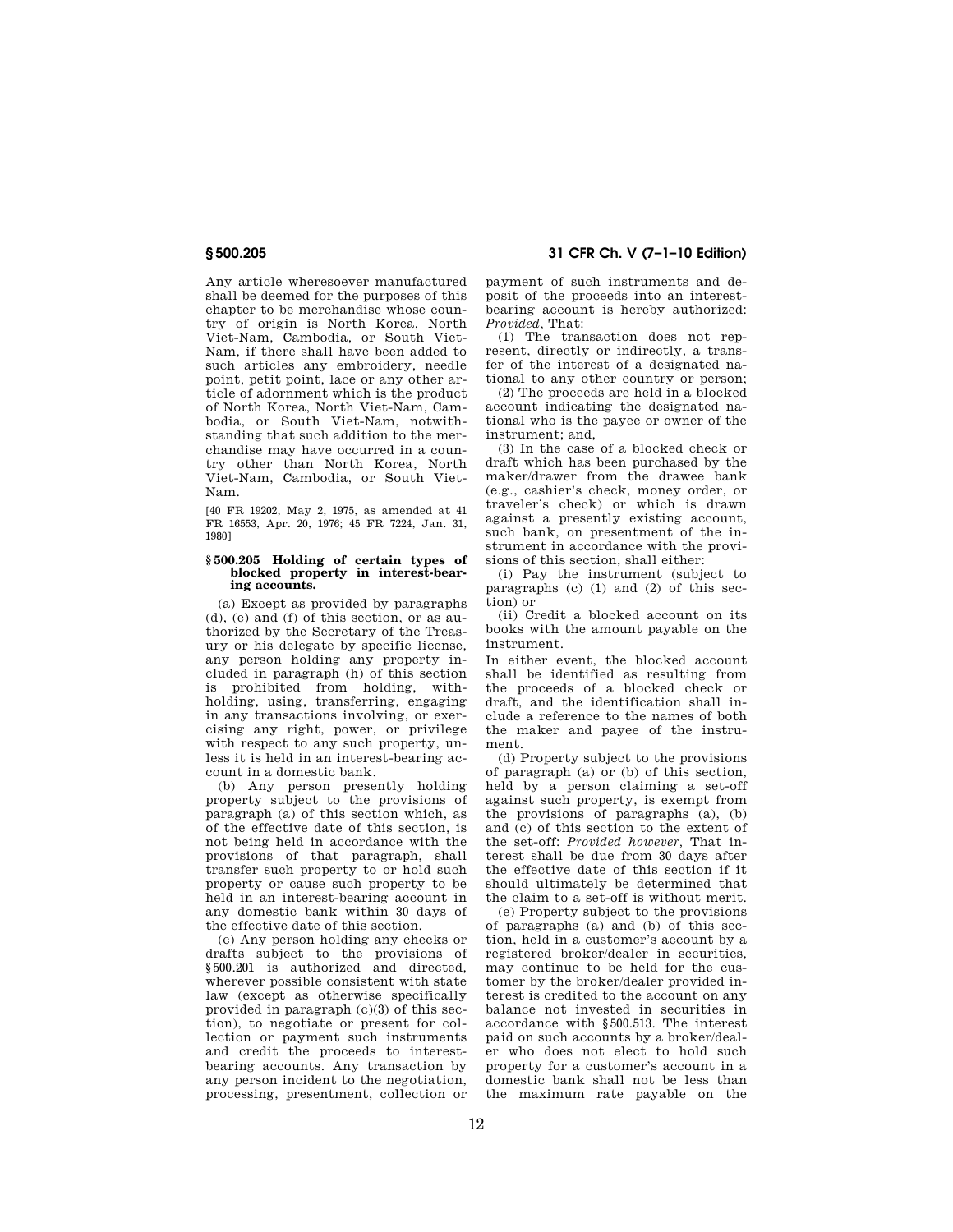Any article wheresoever manufactured shall be deemed for the purposes of this chapter to be merchandise whose country of origin is North Korea, North Viet-Nam, Cambodia, or South Viet-Nam, if there shall have been added to such articles any embroidery, needle point, petit point, lace or any other article of adornment which is the product of North Korea, North Viet-Nam, Cambodia, or South Viet-Nam, notwithstanding that such addition to the merchandise may have occurred in a country other than North Korea, North Viet-Nam, Cambodia, or South Viet-Nam.

[40 FR 19202, May 2, 1975, as amended at 41 FR 16553, Apr. 20, 1976; 45 FR 7224, Jan. 31, 1980]

### § 500.205 Holding of certain types of blocked property in interest-bearing accounts.

(a) Except as provided by paragraphs (d), (e) and (f) of this section, or as authorized by the Secretary of the Treasury or his delegate by specific license, any person holding any property included in paragraph (h) of this section is prohibited from holding, withholding, using, transferring, engaging in any transactions involving, or exercising any right, power, or privilege with respect to any such property, unless it is held in an interest-bearing account in a domestic bank.

(b) Any person presently holding property subject to the provisions of paragraph (a) of this section which, as of the effective date of this section, is not being held in accordance with the provisions of that paragraph, shall transfer such property to or hold such property or cause such property to be held in an interest-bearing account in any domestic bank within 30 days of the effective date of this section.

(c) Any person holding any checks or drafts subject to the provisions of § 500.201 is authorized and directed, wherever possible consistent with state law (except as otherwise specifically provided in paragraph (c)(3) of this section), to negotiate or present for collection or payment such instruments and credit the proceeds to interest-bearing accounts. Any transaction by any person incident to the negotiation, processing, presentment, collection or payment of such instruments and deposit of the proceeds into an interest-bearing account is hereby authorized: *Provided*, That:

(1) The transaction does not represent, directly or indirectly, a transfer of the interest of a designated national to any other country or person;

(2) The proceeds are held in a blocked account indicating the designated national who is the payee or owner of the instrument; and,

(3) In the case of a blocked check or draft which has been purchased by the maker/drawer from the drawee bank (e.g., cashier's check, money order, or traveler's check) or which is drawn against a presently existing account, such bank, on presentment of the instrument in accordance with the provisions of this section, shall either:

(i) Pay the instrument (subject to paragraphs (c) (1) and (2) of this section) or

(ii) Credit a blocked account on its books with the amount payable on the instrument.

In either event, the blocked account shall be identified as resulting from the proceeds of a blocked check or draft, and the identification shall include a reference to the names of both the maker and payee of the instrument.

(d) Property subject to the provisions of paragraph (a) or (b) of this section, held by a person claiming a set-off against such property, is exempt from the provisions of paragraphs (a), (b) and (c) of this section to the extent of the set-off: *Provided however*, That interest shall be due from 30 days after the effective date of this section if it should ultimately be determined that the claim to a set-off is without merit.

(e) Property subject to the provisions of paragraphs (a) and (b) of this section, held in a customer's account by a registered broker/dealer in securities, may continue to be held for the customer by the broker/dealer provided interest is credited to the account on any balance not invested in securities in accordance with § 500.513. The interest paid on such accounts by a broker/dealer who does not elect to hold such property for a customer's account in a domestic bank shall not be less than the maximum rate payable on the